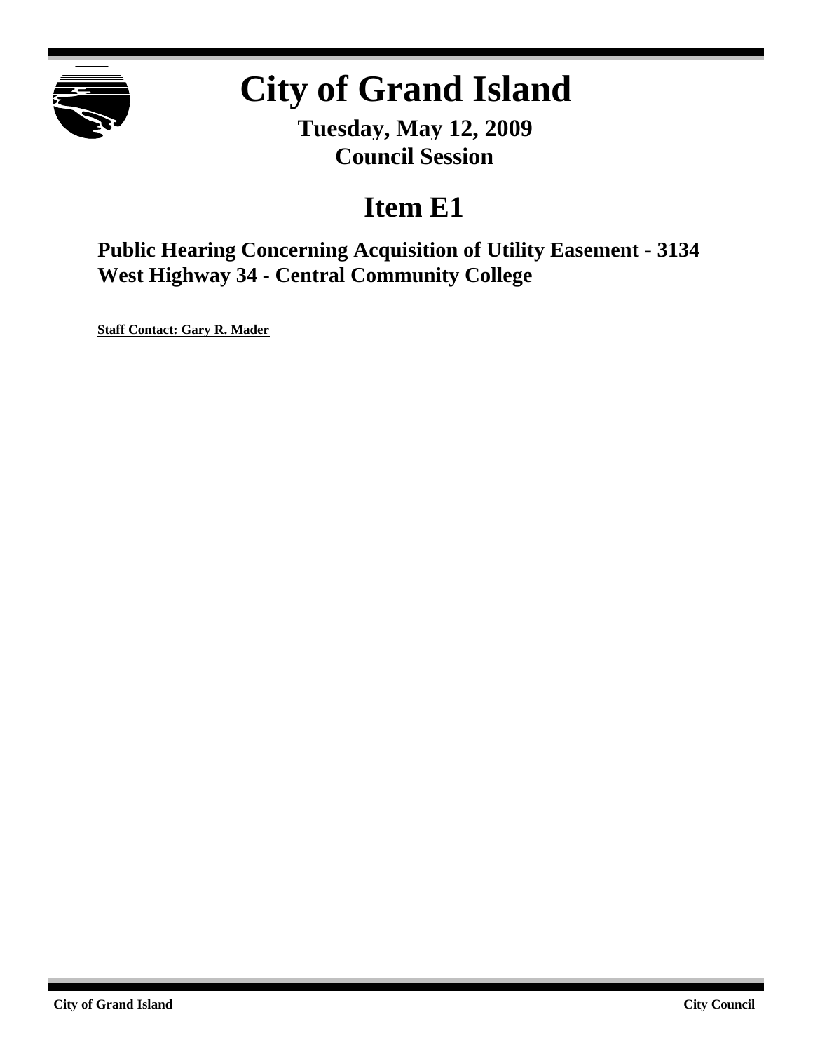# City of Grand Island

**Tuesday, May 12, 2009**
**Council Session**

## Item E1

### Public Hearing Concerning Acquisition of Utility Easement - 3134 West Highway 34 - Central Community College

**Staff Contact: Gary R. Mader**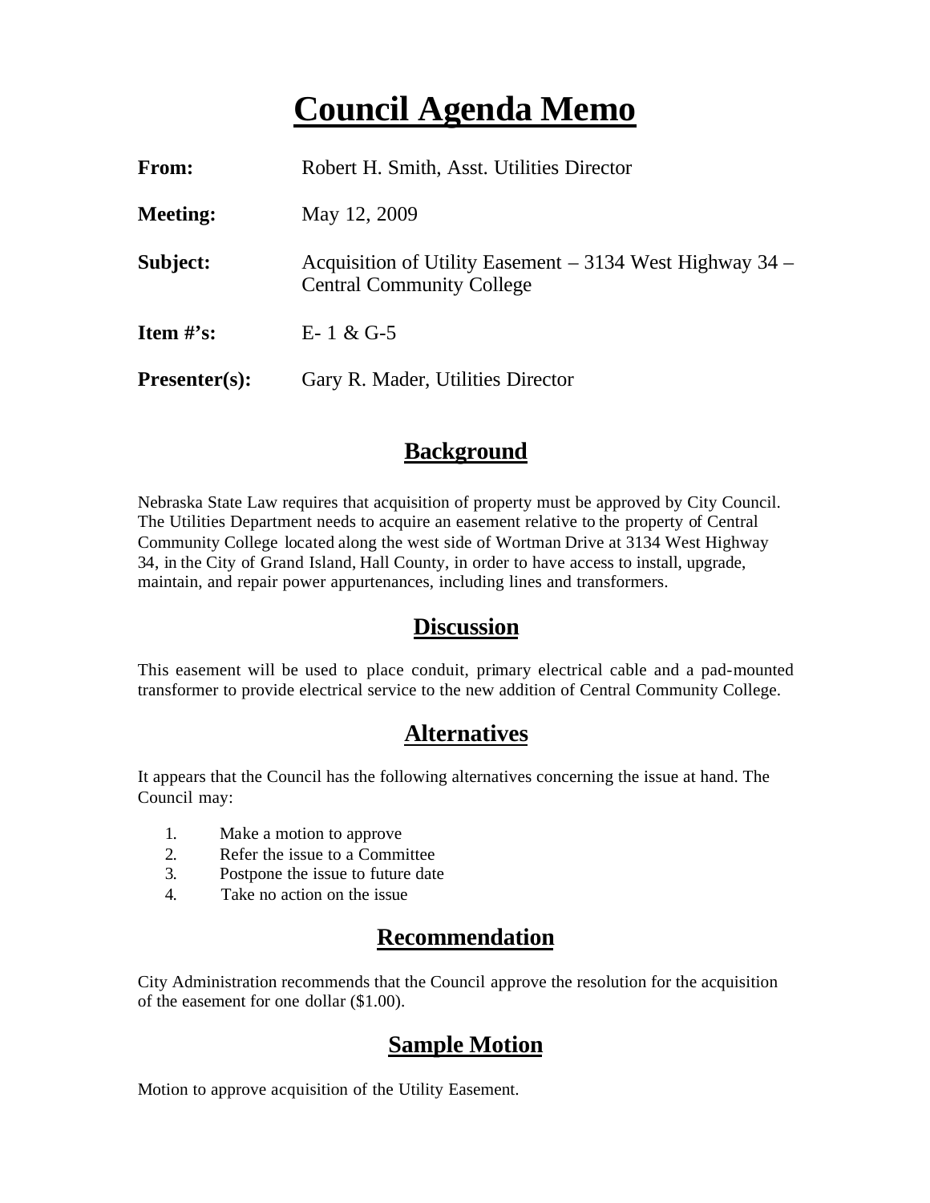# Council Agenda Memo

| | |
|---|---|
| **From:** | Robert H. Smith, Asst. Utilities Director |
| **Meeting:** | May 12, 2009 |
| **Subject:** | Acquisition of Utility Easement – 3134 West Highway 34 – Central Community College |
| **Item #'s:** | E- 1 & G-5 |
| **Presenter(s):** | Gary R. Mader, Utilities Director |

## Background

Nebraska State Law requires that acquisition of property must be approved by City Council. The Utilities Department needs to acquire an easement relative to the property of Central Community College located along the west side of Wortman Drive at 3134 West Highway 34, in the City of Grand Island, Hall County, in order to have access to install, upgrade, maintain, and repair power appurtenances, including lines and transformers.

## Discussion

This easement will be used to place conduit, primary electrical cable and a pad-mounted transformer to provide electrical service to the new addition of Central Community College.

## Alternatives

It appears that the Council has the following alternatives concerning the issue at hand. The Council may:

1. Make a motion to approve
2. Refer the issue to a Committee
3. Postpone the issue to future date
4. Take no action on the issue

## Recommendation

City Administration recommends that the Council approve the resolution for the acquisition of the easement for one dollar ($1.00).

## Sample Motion

Motion to approve acquisition of the Utility Easement.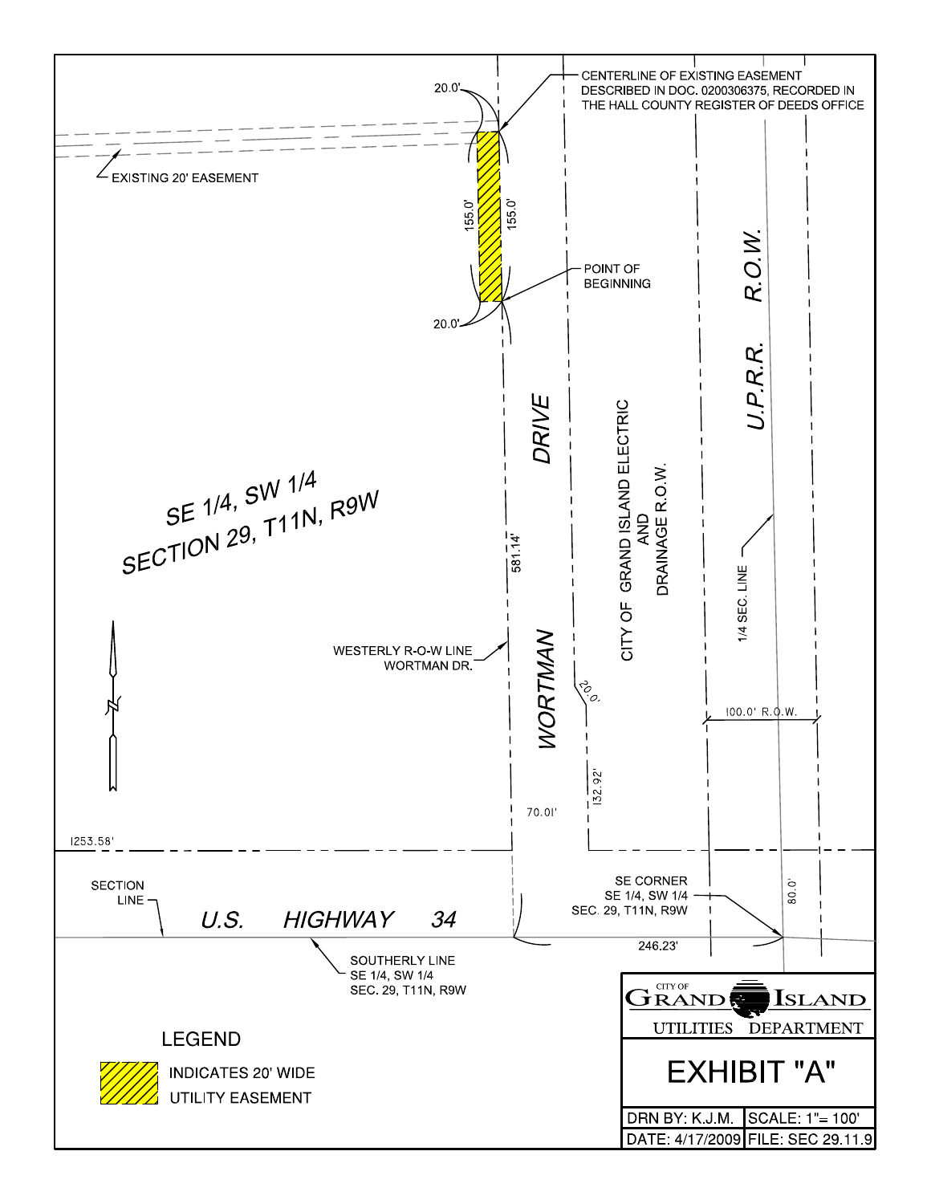CENTERLINE OF EXISTING EASEMENT DESCRIBED IN DOC. 0200306375, RECORDED IN THE HALL COUNTY REGISTER OF DEEDS OFFICE

20.0'

EXISTING 20' EASEMENT

155.0'

155.0'

POINT OF BEGINNING

20.0'

U.P.R.R. R.O.W.

DRIVE

SE 1/4, SW 1/4
SECTION 29, T11N, R9W

581.14'

CITY OF GRAND ISLAND ELECTRIC AND DRAINAGE R.O.W.

1/4 SEC. LINE

WESTERLY R-O-W LINE WORTMAN DR.

WORTMAN

20.0'

100.0' R.O.W.

132.92'

70.01'

1253.58'

SE CORNER SE 1/4, SW 1/4 SEC. 29, T11N, R9W

80.0'

SECTION LINE

U.S. HIGHWAY 34

246.23'

SOUTHERLY LINE SE 1/4, SW 1/4 SEC. 29, T11N, R9W

CITY OF GRAND ISLAND

UTILITIES DEPARTMENT

# EXHIBIT "A"

| | |
|---|---|
| DRN BY: K.J.M. | SCALE: 1"= 100' |
| DATE: 4/17/2009 | FILE: SEC 29.11.9 |

LEGEND

INDICATES 20' WIDE UTILITY EASEMENT